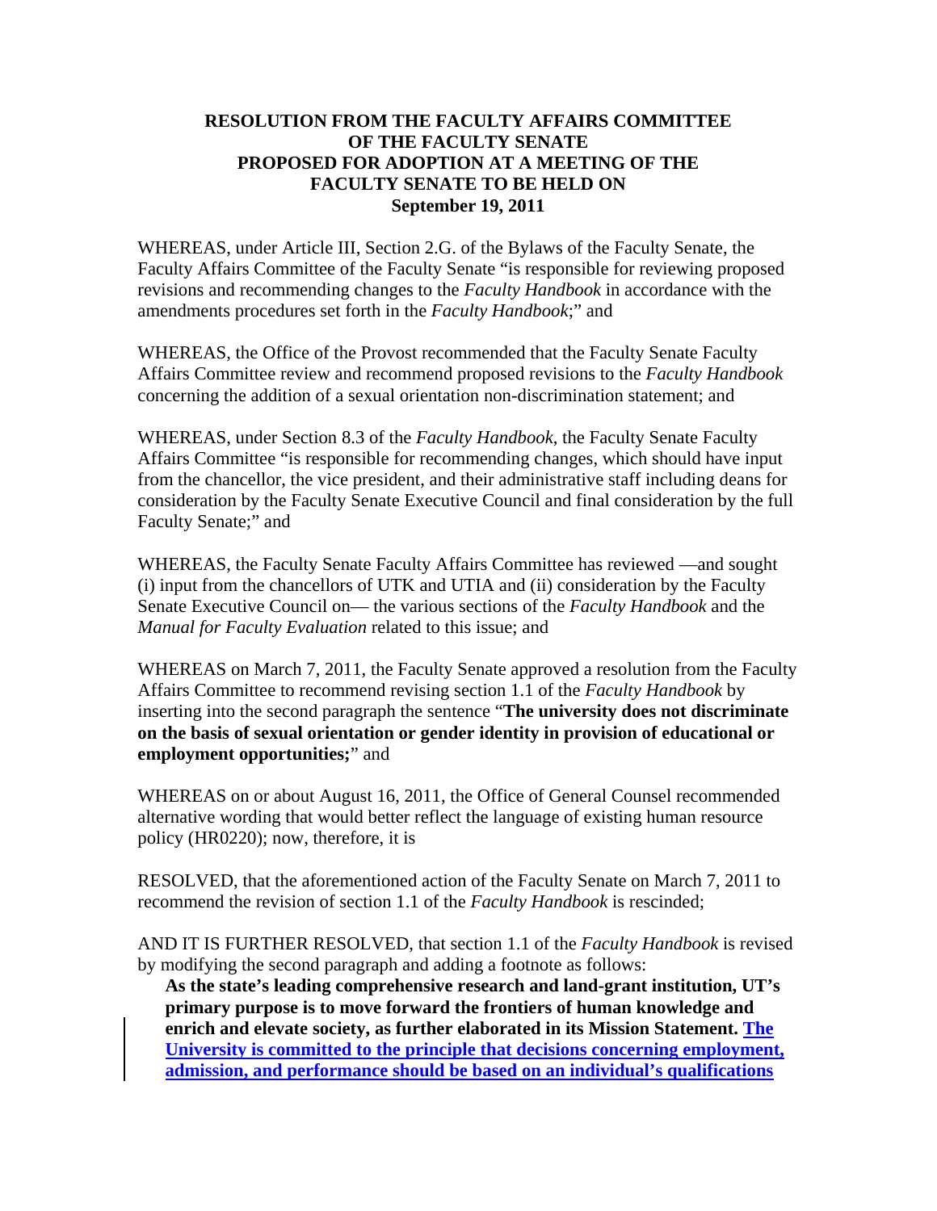**RESOLUTION FROM THE FACULTY AFFAIRS COMMITTEE OF THE FACULTY SENATE PROPOSED FOR ADOPTION AT A MEETING OF THE FACULTY SENATE TO BE HELD ON September 19, 2011**

WHEREAS, under Article III, Section 2.G. of the Bylaws of the Faculty Senate, the Faculty Affairs Committee of the Faculty Senate "is responsible for reviewing proposed revisions and recommending changes to the *Faculty Handbook* in accordance with the amendments procedures set forth in the *Faculty Handbook*;" and

WHEREAS, the Office of the Provost recommended that the Faculty Senate Faculty Affairs Committee review and recommend proposed revisions to the *Faculty Handbook* concerning the addition of a sexual orientation non-discrimination statement; and

WHEREAS, under Section 8.3 of the *Faculty Handbook*, the Faculty Senate Faculty Affairs Committee "is responsible for recommending changes, which should have input from the chancellor, the vice president, and their administrative staff including deans for consideration by the Faculty Senate Executive Council and final consideration by the full Faculty Senate;" and

WHEREAS, the Faculty Senate Faculty Affairs Committee has reviewed —and sought (i) input from the chancellors of UTK and UTIA and (ii) consideration by the Faculty Senate Executive Council on— the various sections of the *Faculty Handbook* and the *Manual for Faculty Evaluation* related to this issue; and

WHEREAS on March 7, 2011, the Faculty Senate approved a resolution from the Faculty Affairs Committee to recommend revising section 1.1 of the *Faculty Handbook* by inserting into the second paragraph the sentence "**The university does not discriminate on the basis of sexual orientation or gender identity in provision of educational or employment opportunities;**" and

WHEREAS on or about August 16, 2011, the Office of General Counsel recommended alternative wording that would better reflect the language of existing human resource policy (HR0220); now, therefore, it is

RESOLVED, that the aforementioned action of the Faculty Senate on March 7, 2011 to recommend the revision of section 1.1 of the *Faculty Handbook* is rescinded;

AND IT IS FURTHER RESOLVED, that section 1.1 of the *Faculty Handbook* is revised by modifying the second paragraph and adding a footnote as follows:

> **As the state's leading comprehensive research and land-grant institution, UT's primary purpose is to move forward the frontiers of human knowledge and enrich and elevate society, as further elaborated in its Mission Statement. <u>The University is committed to the principle that decisions concerning employment, admission, and performance should be based on an individual's qualifications</u>**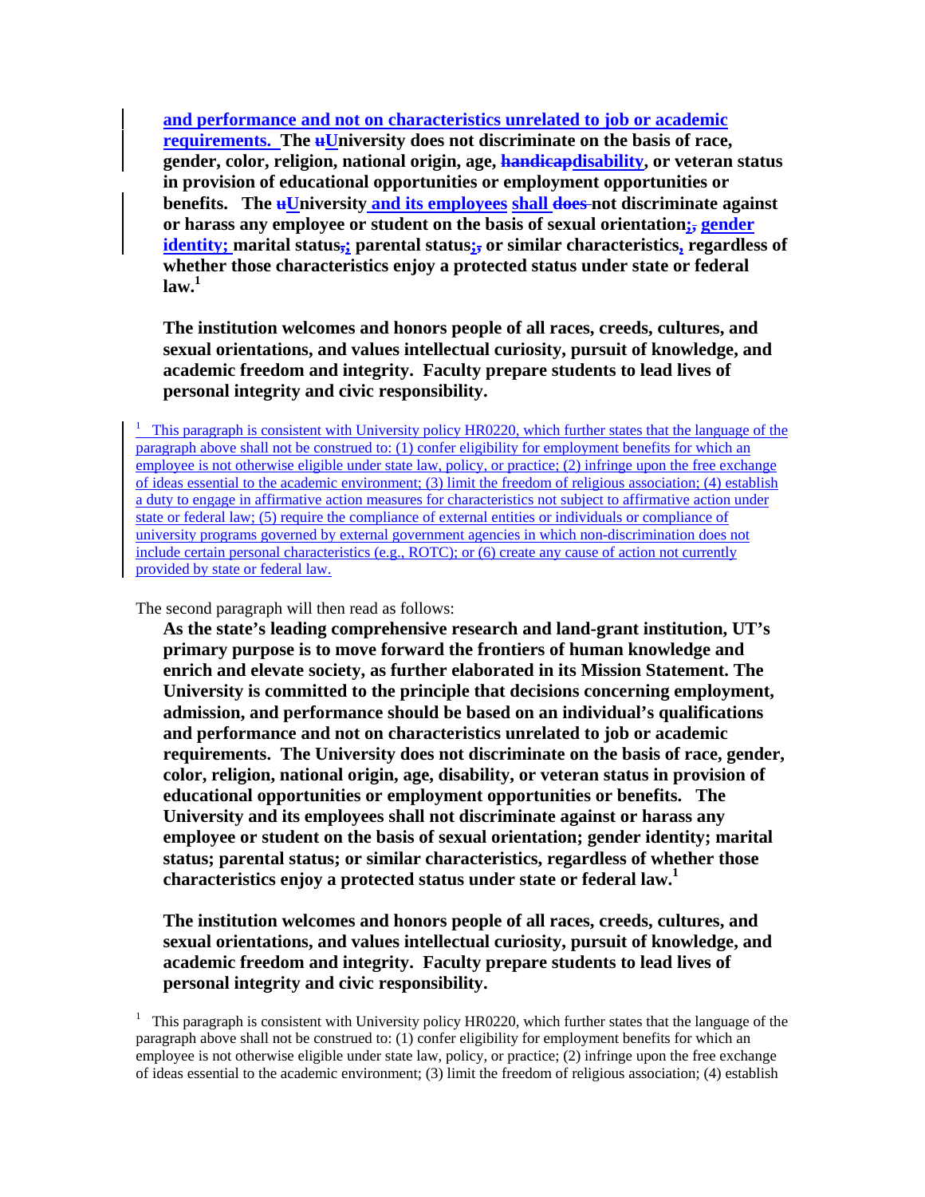**and performance and not on characteristics unrelated to job or academic requirements. The ~~u~~University does not discriminate on the basis of race, gender, color, religion, national origin, age, ~~handicap~~disability, or veteran status in provision of educational opportunities or employment opportunities or benefits. The ~~u~~University and its employees shall ~~does~~ not discriminate against or harass any employee or student on the basis of sexual orientation;~~,~~ gender identity; marital status~~,~~; parental status;~~,~~ or similar characteristics, regardless of whether those characteristics enjoy a protected status under state or federal law.**[1]

**The institution welcomes and honors people of all races, creeds, cultures, and sexual orientations, and values intellectual curiosity, pursuit of knowledge, and academic freedom and integrity. Faculty prepare students to lead lives of personal integrity and civic responsibility.**

[1] This paragraph is consistent with University policy HR0220, which further states that the language of the paragraph above shall not be construed to: (1) confer eligibility for employment benefits for which an employee is not otherwise eligible under state law, policy, or practice; (2) infringe upon the free exchange of ideas essential to the academic environment; (3) limit the freedom of religious association; (4) establish a duty to engage in affirmative action measures for characteristics not subject to affirmative action under state or federal law; (5) require the compliance of external entities or individuals or compliance of university programs governed by external government agencies in which non-discrimination does not include certain personal characteristics (e.g., ROTC); or (6) create any cause of action not currently provided by state or federal law.

The second paragraph will then read as follows:

**As the state's leading comprehensive research and land-grant institution, UT's primary purpose is to move forward the frontiers of human knowledge and enrich and elevate society, as further elaborated in its Mission Statement. The University is committed to the principle that decisions concerning employment, admission, and performance should be based on an individual's qualifications and performance and not on characteristics unrelated to job or academic requirements. The University does not discriminate on the basis of race, gender, color, religion, national origin, age, disability, or veteran status in provision of educational opportunities or employment opportunities or benefits. The University and its employees shall not discriminate against or harass any employee or student on the basis of sexual orientation; gender identity; marital status; parental status; or similar characteristics, regardless of whether those characteristics enjoy a protected status under state or federal law.**[1]

**The institution welcomes and honors people of all races, creeds, cultures, and sexual orientations, and values intellectual curiosity, pursuit of knowledge, and academic freedom and integrity. Faculty prepare students to lead lives of personal integrity and civic responsibility.**

[1] This paragraph is consistent with University policy HR0220, which further states that the language of the paragraph above shall not be construed to: (1) confer eligibility for employment benefits for which an employee is not otherwise eligible under state law, policy, or practice; (2) infringe upon the free exchange of ideas essential to the academic environment; (3) limit the freedom of religious association; (4) establish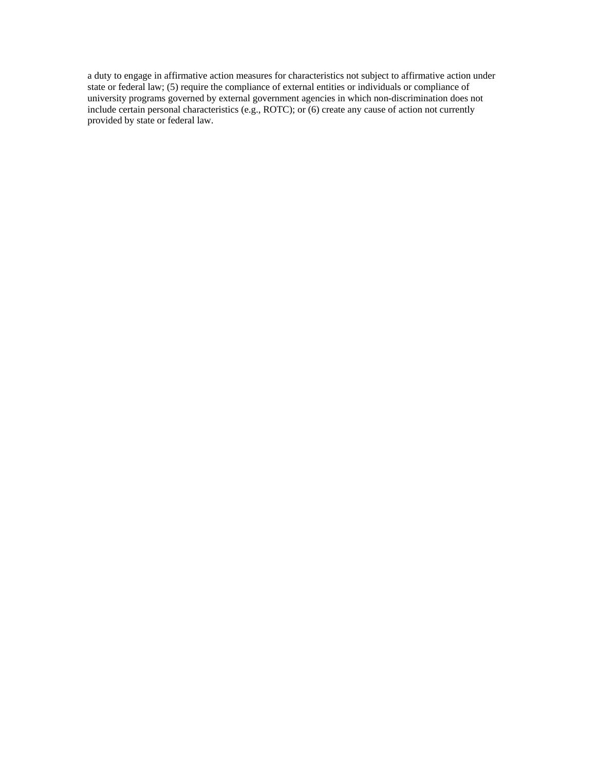a duty to engage in affirmative action measures for characteristics not subject to affirmative action under state or federal law; (5) require the compliance of external entities or individuals or compliance of university programs governed by external government agencies in which non-discrimination does not include certain personal characteristics (e.g., ROTC); or (6) create any cause of action not currently provided by state or federal law.